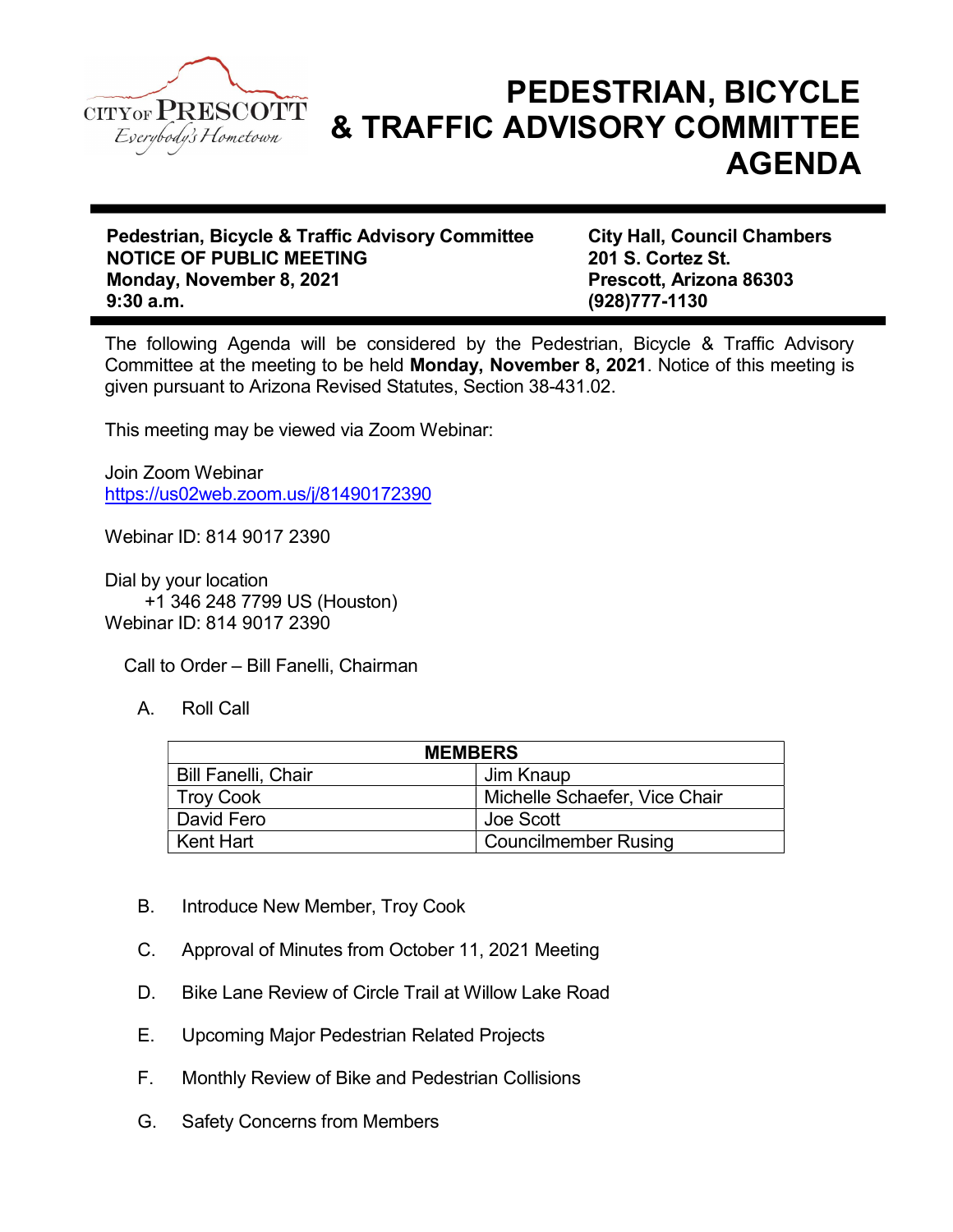CITY OF PRESCOTT
*Everybody's Hometown*

# PEDESTRIAN, BICYCLE & TRAFFIC ADVISORY COMMITTEE AGENDA

**Pedestrian, Bicycle & Traffic Advisory Committee**
**NOTICE OF PUBLIC MEETING**
**Monday, November 8, 2021**
**9:30 a.m.**

**City Hall, Council Chambers**
**201 S. Cortez St.**
**Prescott, Arizona 86303**
**(928)777-1130**

The following Agenda will be considered by the Pedestrian, Bicycle & Traffic Advisory Committee at the meeting to be held **Monday, November 8, 2021**. Notice of this meeting is given pursuant to Arizona Revised Statutes, Section 38-431.02.

This meeting may be viewed via Zoom Webinar:

Join Zoom Webinar
https://us02web.zoom.us/j/81490172390

Webinar ID: 814 9017 2390

Dial by your location
+1 346 248 7799 US (Houston)
Webinar ID: 814 9017 2390

Call to Order – Bill Fanelli, Chairman

A. Roll Call

| MEMBERS | |
|---|---|
| Bill Fanelli, Chair | Jim Knaup |
| Troy Cook | Michelle Schaefer, Vice Chair |
| David Fero | Joe Scott |
| Kent Hart | Councilmember Rusing |

B. Introduce New Member, Troy Cook

C. Approval of Minutes from October 11, 2021 Meeting

D. Bike Lane Review of Circle Trail at Willow Lake Road

E. Upcoming Major Pedestrian Related Projects

F. Monthly Review of Bike and Pedestrian Collisions

G. Safety Concerns from Members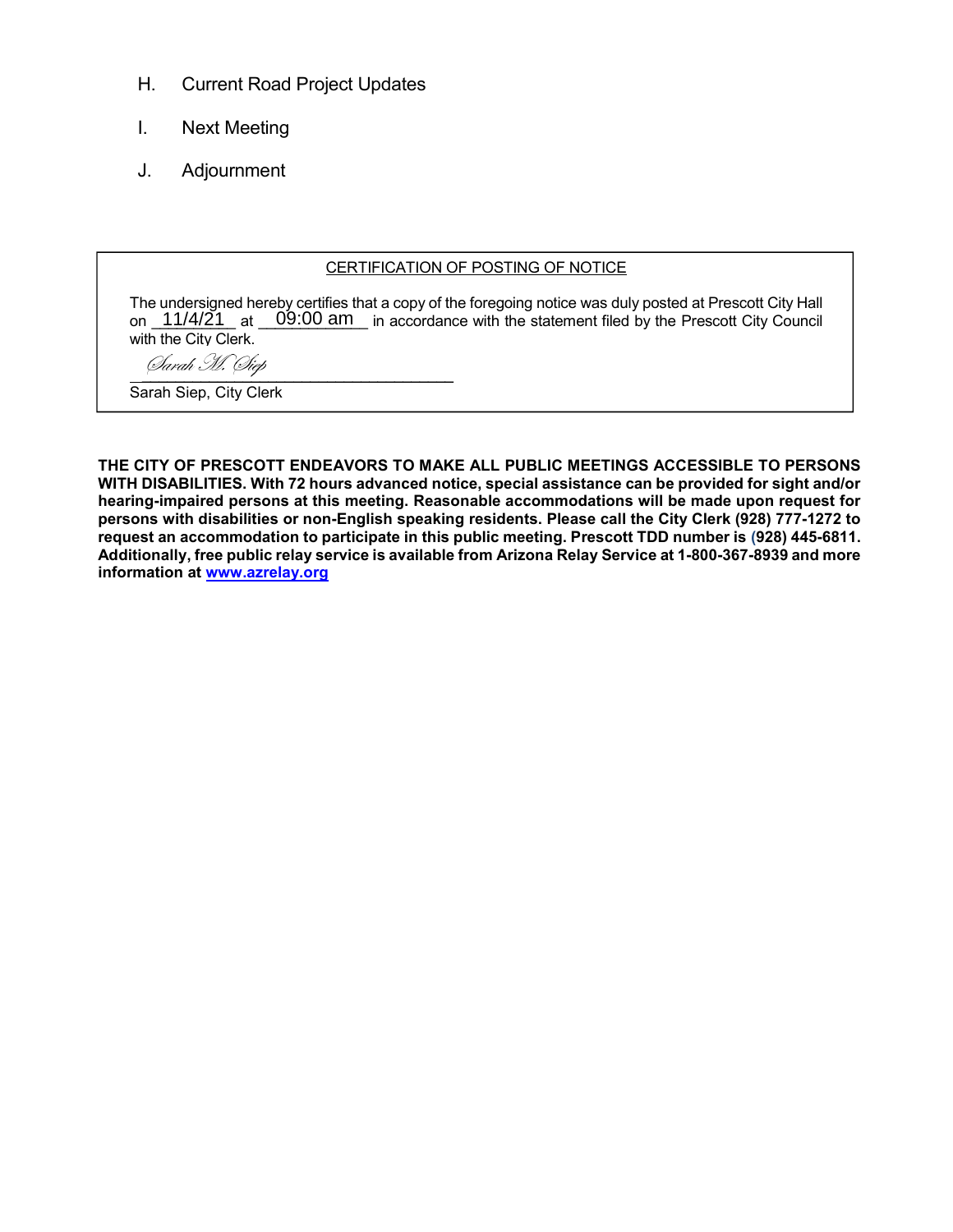H. Current Road Project Updates

I. Next Meeting

J. Adjournment

CERTIFICATION OF POSTING OF NOTICE

The undersigned hereby certifies that a copy of the foregoing notice was duly posted at Prescott City Hall on 11/4/21 at 09:00 am in accordance with the statement filed by the Prescott City Council with the City Clerk.

*Sarah M. Siep*

Sarah Siep, City Clerk

**THE CITY OF PRESCOTT ENDEAVORS TO MAKE ALL PUBLIC MEETINGS ACCESSIBLE TO PERSONS WITH DISABILITIES. With 72 hours advanced notice, special assistance can be provided for sight and/or hearing-impaired persons at this meeting. Reasonable accommodations will be made upon request for persons with disabilities or non-English speaking residents. Please call the City Clerk (928) 777-1272 to request an accommodation to participate in this public meeting. Prescott TDD number is (928) 445-6811. Additionally, free public relay service is available from Arizona Relay Service at 1-800-367-8939 and more information at [www.azrelay.org](http://www.azrelay.org)**